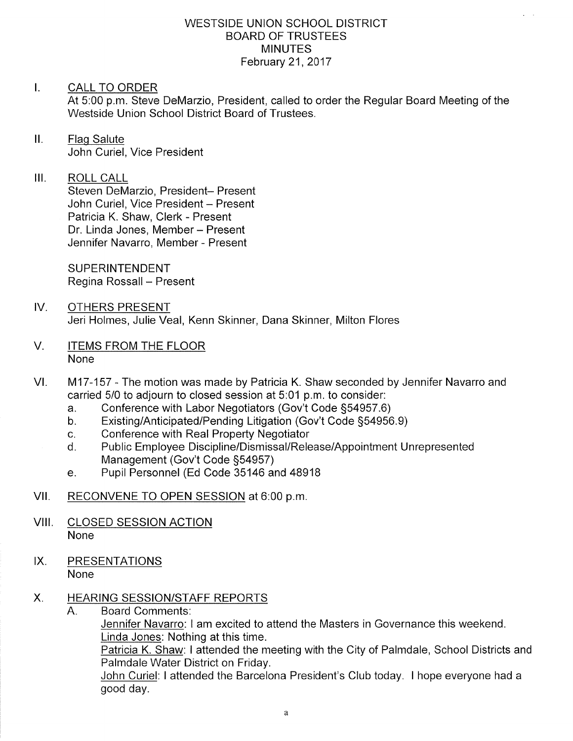# WESTSIDE UNION SCHOOL DISTRICT
## BOARD OF TRUSTEES
## MINUTES
### February 21, 2017

I. CALL TO ORDER

At 5:00 p.m. Steve DeMarzio, President, called to order the Regular Board Meeting of the Westside Union School District Board of Trustees.

II. Flag Salute

John Curiel, Vice President

III. ROLL CALL

Steven DeMarzio, President– Present
John Curiel, Vice President – Present
Patricia K. Shaw, Clerk - Present
Dr. Linda Jones, Member – Present
Jennifer Navarro, Member - Present

SUPERINTENDENT
Regina Rossall – Present

IV. OTHERS PRESENT

Jeri Holmes, Julie Veal, Kenn Skinner, Dana Skinner, Milton Flores

V. ITEMS FROM THE FLOOR

None

VI. M17-157 - The motion was made by Patricia K. Shaw seconded by Jennifer Navarro and carried 5/0 to adjourn to closed session at 5:01 p.m. to consider:

a. Conference with Labor Negotiators (Gov't Code §54957.6)
b. Existing/Anticipated/Pending Litigation (Gov't Code §54956.9)
c. Conference with Real Property Negotiator
d. Public Employee Discipline/Dismissal/Release/Appointment Unrepresented Management (Gov't Code §54957)
e. Pupil Personnel (Ed Code 35146 and 48918

VII. RECONVENE TO OPEN SESSION at 6:00 p.m.

VIII. CLOSED SESSION ACTION

None

IX. PRESENTATIONS

None

X. HEARING SESSION/STAFF REPORTS

A. Board Comments:

Jennifer Navarro: I am excited to attend the Masters in Governance this weekend.

Linda Jones: Nothing at this time.

Patricia K. Shaw: I attended the meeting with the City of Palmdale, School Districts and Palmdale Water District on Friday.

John Curiel: I attended the Barcelona President's Club today. I hope everyone had a good day.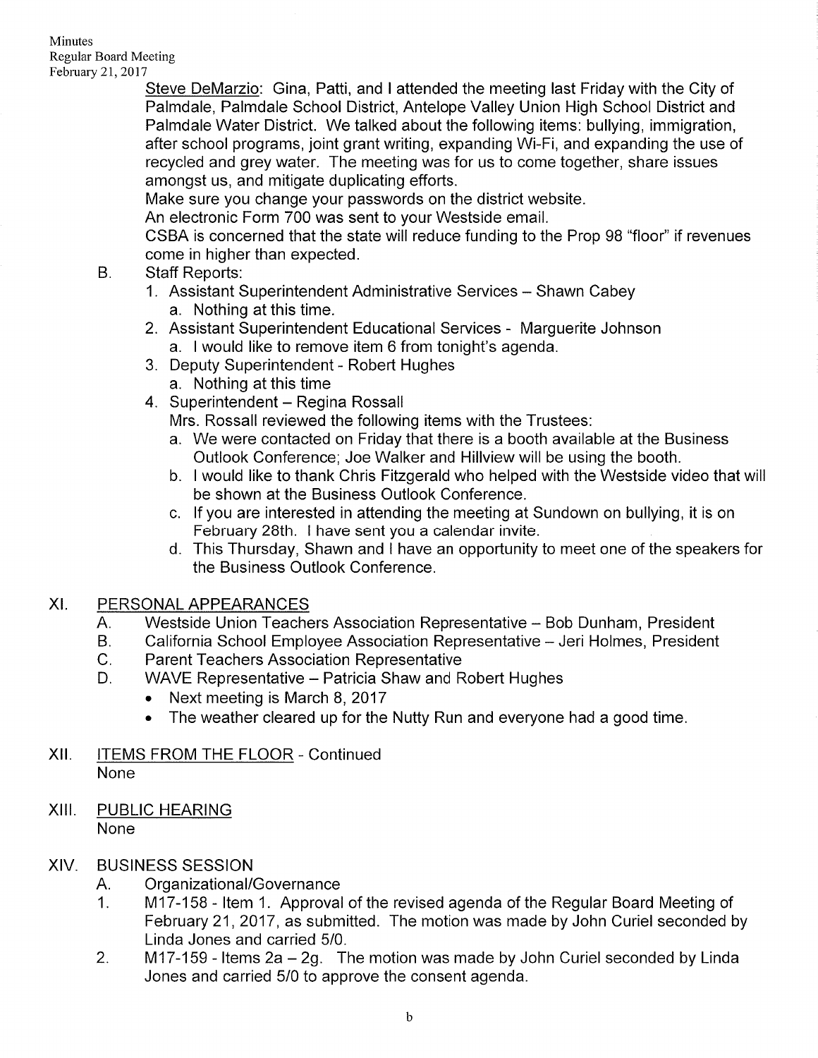Steve DeMarzio: Gina, Patti, and I attended the meeting last Friday with the City of Palmdale, Palmdale School District, Antelope Valley Union High School District and Palmdale Water District. We talked about the following items: bullying, immigration, after school programs, joint grant writing, expanding Wi-Fi, and expanding the use of recycled and grey water. The meeting was for us to come together, share issues amongst us, and mitigate duplicating efforts.

Make sure you change your passwords on the district website.

An electronic Form 700 was sent to your Westside email.

CSBA is concerned that the state will reduce funding to the Prop 98 "floor" if revenues come in higher than expected.

B. Staff Reports:
   1. Assistant Superintendent Administrative Services – Shawn Cabey
      a. Nothing at this time.
   2. Assistant Superintendent Educational Services - Marguerite Johnson
      a. I would like to remove item 6 from tonight's agenda.
   3. Deputy Superintendent - Robert Hughes
      a. Nothing at this time
   4. Superintendent – Regina Rossall

      Mrs. Rossall reviewed the following items with the Trustees:
      a. We were contacted on Friday that there is a booth available at the Business Outlook Conference; Joe Walker and Hillview will be using the booth.
      b. I would like to thank Chris Fitzgerald who helped with the Westside video that will be shown at the Business Outlook Conference.
      c. If you are interested in attending the meeting at Sundown on bullying, it is on February 28th. I have sent you a calendar invite.
      d. This Thursday, Shawn and I have an opportunity to meet one of the speakers for the Business Outlook Conference.

## XI. PERSONAL APPEARANCES

A. Westside Union Teachers Association Representative – Bob Dunham, President

B. California School Employee Association Representative – Jeri Holmes, President

C. Parent Teachers Association Representative

D. WAVE Representative – Patricia Shaw and Robert Hughes
   - Next meeting is March 8, 2017
   - The weather cleared up for the Nutty Run and everyone had a good time.

## XII. ITEMS FROM THE FLOOR - Continued

None

## XIII. PUBLIC HEARING

None

## XIV. BUSINESS SESSION

A. Organizational/Governance

1. M17-158 - Item 1. Approval of the revised agenda of the Regular Board Meeting of February 21, 2017, as submitted. The motion was made by John Curiel seconded by Linda Jones and carried 5/0.
2. M17-159 - Items 2a – 2g. The motion was made by John Curiel seconded by Linda Jones and carried 5/0 to approve the consent agenda.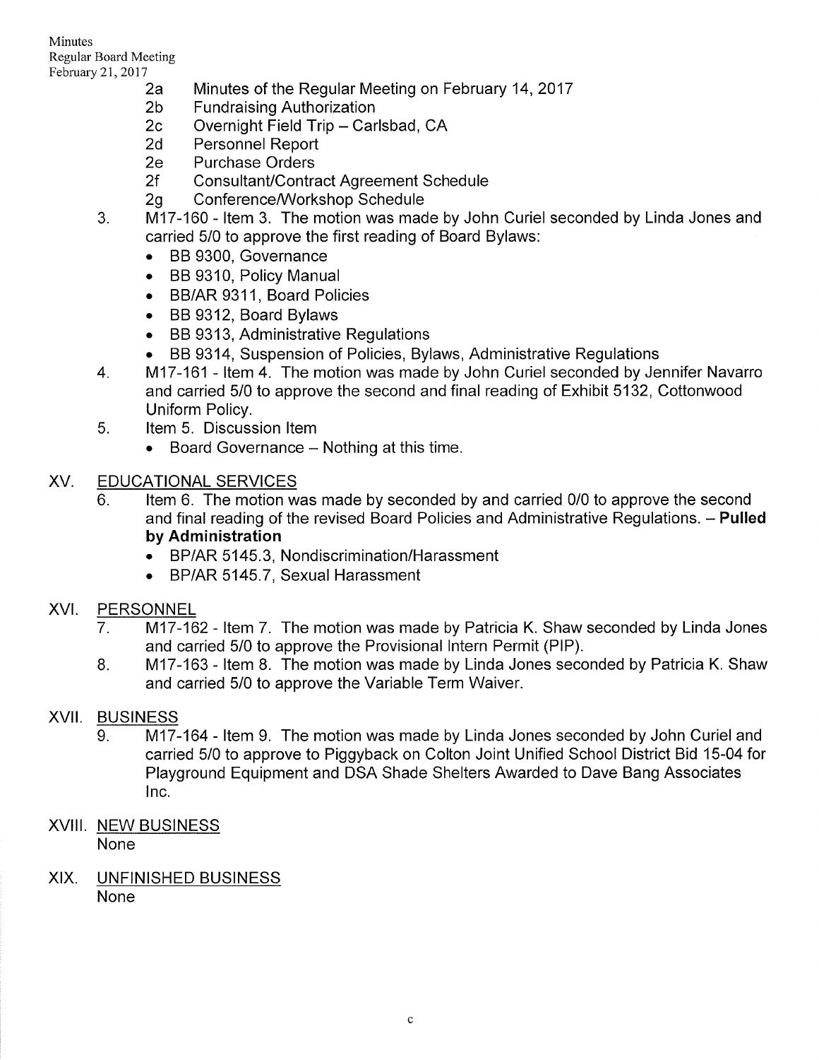2a Minutes of the Regular Meeting on February 14, 2017
2b Fundraising Authorization
2c Overnight Field Trip – Carlsbad, CA
2d Personnel Report
2e Purchase Orders
2f Consultant/Contract Agreement Schedule
2g Conference/Workshop Schedule

3. M17-160 - Item 3. The motion was made by John Curiel seconded by Linda Jones and carried 5/0 to approve the first reading of Board Bylaws:
   - BB 9300, Governance
   - BB 9310, Policy Manual
   - BB/AR 9311, Board Policies
   - BB 9312, Board Bylaws
   - BB 9313, Administrative Regulations
   - BB 9314, Suspension of Policies, Bylaws, Administrative Regulations
4. M17-161 - Item 4. The motion was made by John Curiel seconded by Jennifer Navarro and carried 5/0 to approve the second and final reading of Exhibit 5132, Cottonwood Uniform Policy.
5. Item 5. Discussion Item
   - Board Governance – Nothing at this time.

## XV. EDUCATIONAL SERVICES

6. Item 6. The motion was made by seconded by and carried 0/0 to approve the second and final reading of the revised Board Policies and Administrative Regulations. – **Pulled by Administration**
   - BP/AR 5145.3, Nondiscrimination/Harassment
   - BP/AR 5145.7, Sexual Harassment

## XVI. PERSONNEL

7. M17-162 - Item 7. The motion was made by Patricia K. Shaw seconded by Linda Jones and carried 5/0 to approve the Provisional Intern Permit (PIP).
8. M17-163 - Item 8. The motion was made by Linda Jones seconded by Patricia K. Shaw and carried 5/0 to approve the Variable Term Waiver.

## XVII. BUSINESS

9. M17-164 - Item 9. The motion was made by Linda Jones seconded by John Curiel and carried 5/0 to approve to Piggyback on Colton Joint Unified School District Bid 15-04 for Playground Equipment and DSA Shade Shelters Awarded to Dave Bang Associates Inc.

## XVIII. NEW BUSINESS

None

## XIX. UNFINISHED BUSINESS

None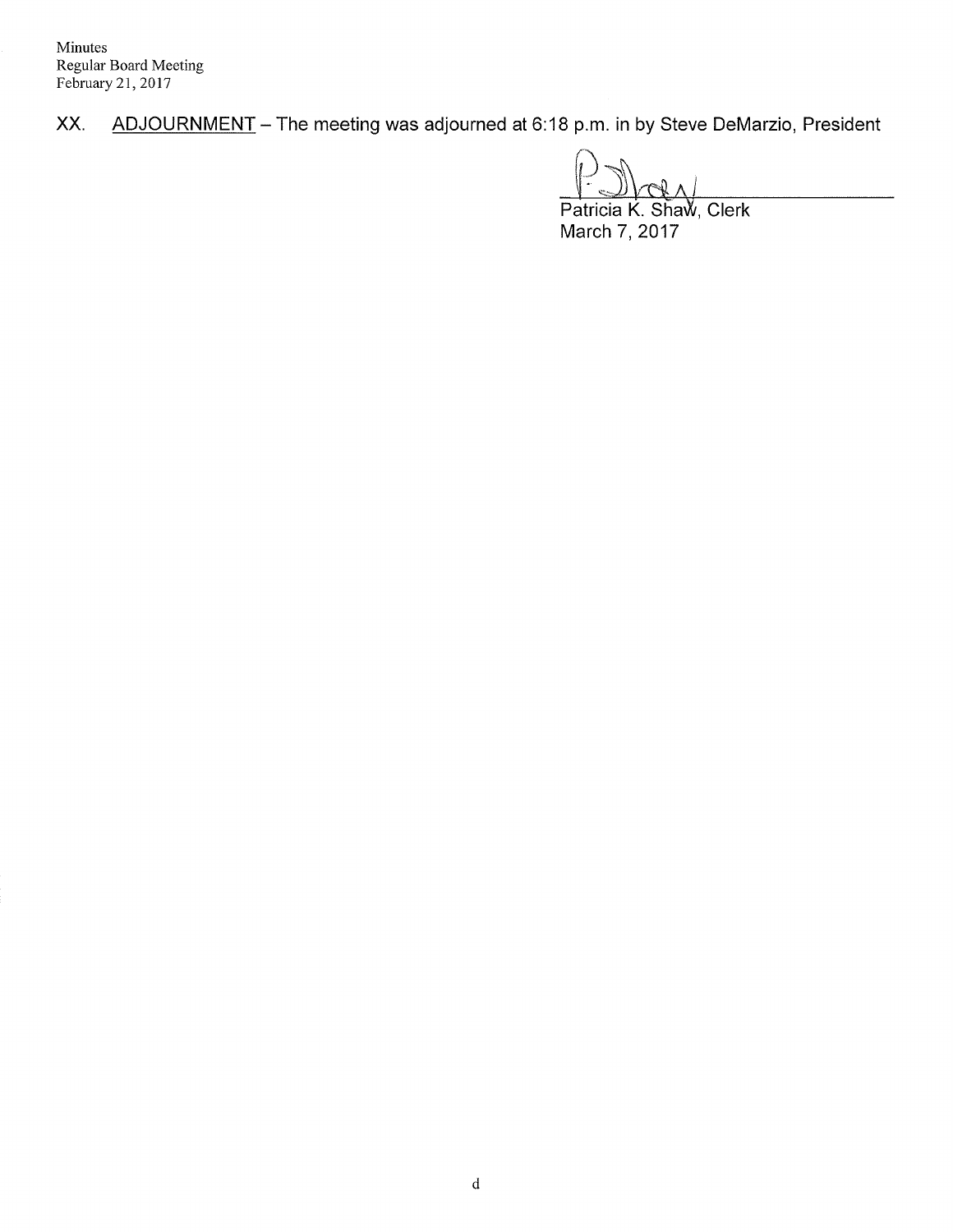XX. <u>ADJOURNMENT</u> – The meeting was adjourned at 6:18 p.m. in by Steve DeMarzio, President

Patricia K. Shaw, Clerk
March 7, 2017